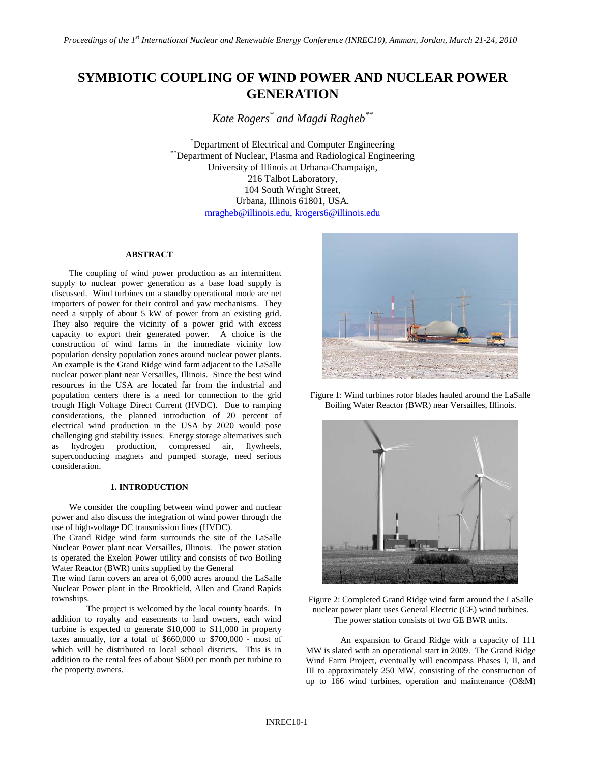# SYMBIOTIC COUPLING OF WIND POWER AND NUCLEAR POWER GENERATION

*Kate Rogers[*] and Magdi Ragheb[**]*

[*]Department of Electrical and Computer Engineering
[**]Department of Nuclear, Plasma and Radiological Engineering
University of Illinois at Urbana-Champaign,
216 Talbot Laboratory,
104 South Wright Street,
Urbana, Illinois 61801, USA.
mragheb@illinois.edu, krogers6@illinois.edu

## ABSTRACT

The coupling of wind power production as an intermittent supply to nuclear power generation as a base load supply is discussed. Wind turbines on a standby operational mode are net importers of power for their control and yaw mechanisms. They need a supply of about 5 kW of power from an existing grid. They also require the vicinity of a power grid with excess capacity to export their generated power. A choice is the construction of wind farms in the immediate vicinity low population density population zones around nuclear power plants. An example is the Grand Ridge wind farm adjacent to the LaSalle nuclear power plant near Versailles, Illinois. Since the best wind resources in the USA are located far from the industrial and population centers there is a need for connection to the grid trough High Voltage Direct Current (HVDC). Due to ramping considerations, the planned introduction of 20 percent of electrical wind production in the USA by 2020 would pose challenging grid stability issues. Energy storage alternatives such as hydrogen production, compressed air, flywheels, superconducting magnets and pumped storage, need serious consideration.

## 1. INTRODUCTION

We consider the coupling between wind power and nuclear power and also discuss the integration of wind power through the use of high-voltage DC transmission lines (HVDC).

The Grand Ridge wind farm surrounds the site of the LaSalle Nuclear Power plant near Versailles, Illinois. The power station is operated the Exelon Power utility and consists of two Boiling Water Reactor (BWR) units supplied by the General

The wind farm covers an area of 6,000 acres around the LaSalle Nuclear Power plant in the Brookfield, Allen and Grand Rapids townships.

The project is welcomed by the local county boards. In addition to royalty and easements to land owners, each wind turbine is expected to generate $10,000 to $11,000 in property taxes annually, for a total of $660,000 to $700,000 - most of which will be distributed to local school districts. This is in addition to the rental fees of about $600 per month per turbine to the property owners.

Figure 1: Wind turbines rotor blades hauled around the LaSalle Boiling Water Reactor (BWR) near Versailles, Illinois.

Figure 2: Completed Grand Ridge wind farm around the LaSalle nuclear power plant uses General Electric (GE) wind turbines. The power station consists of two GE BWR units.

An expansion to Grand Ridge with a capacity of 111 MW is slated with an operational start in 2009. The Grand Ridge Wind Farm Project, eventually will encompass Phases I, II, and III to approximately 250 MW, consisting of the construction of up to 166 wind turbines, operation and maintenance (O&M)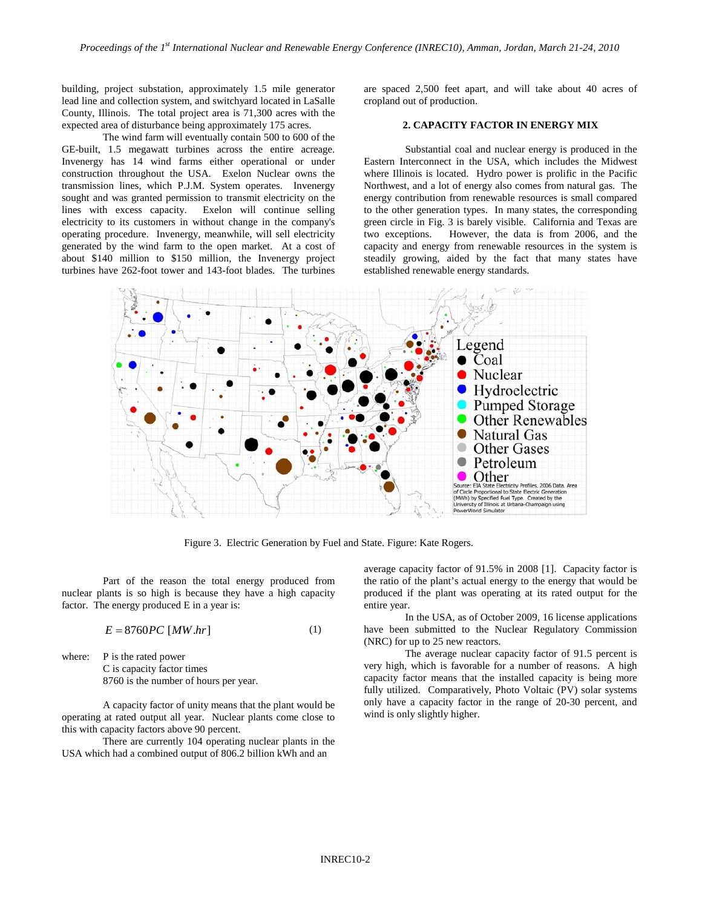building, project substation, approximately 1.5 mile generator lead line and collection system, and switchyard located in LaSalle County, Illinois. The total project area is 71,300 acres with the expected area of disturbance being approximately 175 acres.

The wind farm will eventually contain 500 to 600 of the GE-built, 1.5 megawatt turbines across the entire acreage. Invenergy has 14 wind farms either operational or under construction throughout the USA. Exelon Nuclear owns the transmission lines, which P.J.M. System operates. Invenergy sought and was granted permission to transmit electricity on the lines with excess capacity. Exelon will continue selling electricity to its customers in without change in the company's operating procedure. Invenergy, meanwhile, will sell electricity generated by the wind farm to the open market. At a cost of about $140 million to $150 million, the Invenergy project turbines have 262-foot tower and 143-foot blades. The turbines are spaced 2,500 feet apart, and will take about 40 acres of cropland out of production.

## 2. CAPACITY FACTOR IN ENERGY MIX

Substantial coal and nuclear energy is produced in the Eastern Interconnect in the USA, which includes the Midwest where Illinois is located. Hydro power is prolific in the Pacific Northwest, and a lot of energy also comes from natural gas. The energy contribution from renewable resources is small compared to the other generation types. In many states, the corresponding green circle in Fig. 3 is barely visible. California and Texas are two exceptions. However, the data is from 2006, and the capacity and energy from renewable resources in the system is steadily growing, aided by the fact that many states have established renewable energy standards.

Figure 3. Electric Generation by Fuel and State. Figure: Kate Rogers.

Part of the reason the total energy produced from nuclear plants is so high is because they have a high capacity factor. The energy produced E in a year is:

$$E = 8760PC\ [MW.hr] \quad (1)$$

where:
P is the rated power
C is capacity factor times
8760 is the number of hours per year.

A capacity factor of unity means that the plant would be operating at rated output all year. Nuclear plants come close to this with capacity factors above 90 percent.

There are currently 104 operating nuclear plants in the USA which had a combined output of 806.2 billion kWh and an average capacity factor of 91.5% in 2008 [1]. Capacity factor is the ratio of the plant's actual energy to the energy that would be produced if the plant was operating at its rated output for the entire year.

In the USA, as of October 2009, 16 license applications have been submitted to the Nuclear Regulatory Commission (NRC) for up to 25 new reactors.

The average nuclear capacity factor of 91.5 percent is very high, which is favorable for a number of reasons. A high capacity factor means that the installed capacity is being more fully utilized. Comparatively, Photo Voltaic (PV) solar systems only have a capacity factor in the range of 20-30 percent, and wind is only slightly higher.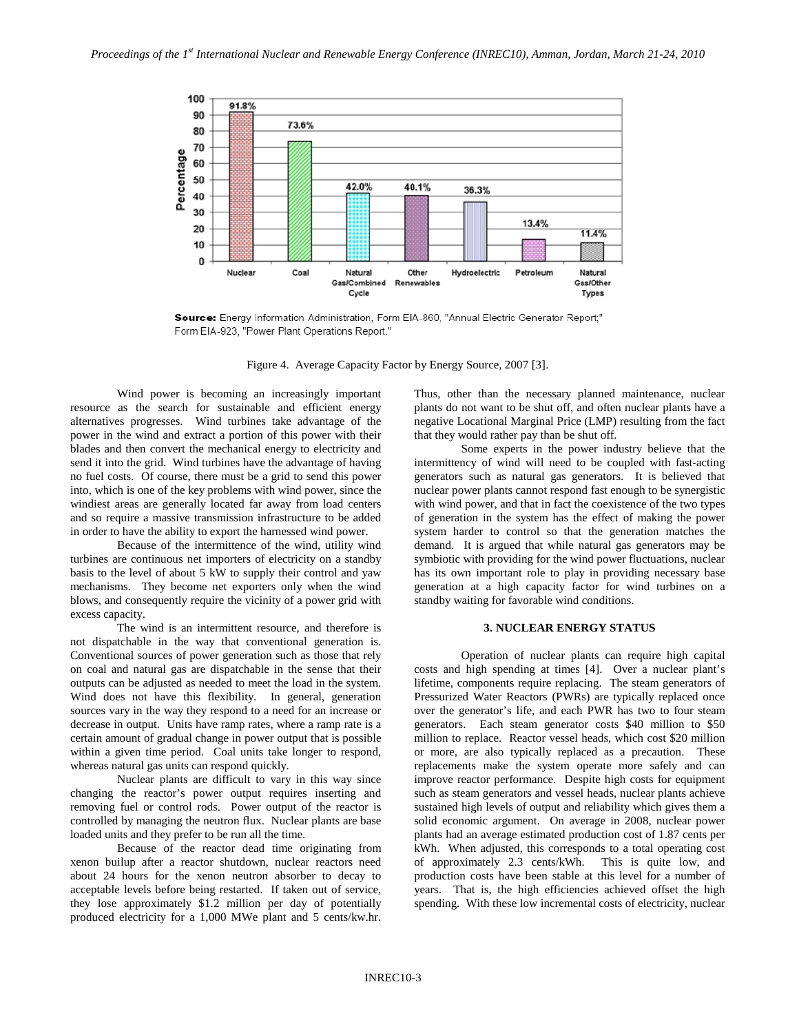Source: Energy Information Administration, Form EIA-860, "Annual Electric Generator Report;" Form EIA-923, "Power Plant Operations Report."

Figure 4. Average Capacity Factor by Energy Source, 2007 [3].

Wind power is becoming an increasingly important resource as the search for sustainable and efficient energy alternatives progresses. Wind turbines take advantage of the power in the wind and extract a portion of this power with their blades and then convert the mechanical energy to electricity and send it into the grid. Wind turbines have the advantage of having no fuel costs. Of course, there must be a grid to send this power into, which is one of the key problems with wind power, since the windiest areas are generally located far away from load centers and so require a massive transmission infrastructure to be added in order to have the ability to export the harnessed wind power.

Because of the intermittence of the wind, utility wind turbines are continuous net importers of electricity on a standby basis to the level of about 5 kW to supply their control and yaw mechanisms. They become net exporters only when the wind blows, and consequently require the vicinity of a power grid with excess capacity.

The wind is an intermittent resource, and therefore is not dispatchable in the way that conventional generation is. Conventional sources of power generation such as those that rely on coal and natural gas are dispatchable in the sense that their outputs can be adjusted as needed to meet the load in the system. Wind does not have this flexibility. In general, generation sources vary in the way they respond to a need for an increase or decrease in output. Units have ramp rates, where a ramp rate is a certain amount of gradual change in power output that is possible within a given time period. Coal units take longer to respond, whereas natural gas units can respond quickly.

Nuclear plants are difficult to vary in this way since changing the reactor's power output requires inserting and removing fuel or control rods. Power output of the reactor is controlled by managing the neutron flux. Nuclear plants are base loaded units and they prefer to be run all the time.

Because of the reactor dead time originating from xenon builup after a reactor shutdown, nuclear reactors need about 24 hours for the xenon neutron absorber to decay to acceptable levels before being restarted. If taken out of service, they lose approximately $1.2 million per day of potentially produced electricity for a 1,000 MWe plant and 5 cents/kw.hr. Thus, other than the necessary planned maintenance, nuclear plants do not want to be shut off, and often nuclear plants have a negative Locational Marginal Price (LMP) resulting from the fact that they would rather pay than be shut off.

Some experts in the power industry believe that the intermittency of wind will need to be coupled with fast-acting generators such as natural gas generators. It is believed that nuclear power plants cannot respond fast enough to be synergistic with wind power, and that in fact the coexistence of the two types of generation in the system has the effect of making the power system harder to control so that the generation matches the demand. It is argued that while natural gas generators may be symbiotic with providing for the wind power fluctuations, nuclear has its own important role to play in providing necessary base generation at a high capacity factor for wind turbines on a standby waiting for favorable wind conditions.

## 3. NUCLEAR ENERGY STATUS

Operation of nuclear plants can require high capital costs and high spending at times [4]. Over a nuclear plant's lifetime, components require replacing. The steam generators of Pressurized Water Reactors (PWRs) are typically replaced once over the generator's life, and each PWR has two to four steam generators. Each steam generator costs $40 million to $50 million to replace. Reactor vessel heads, which cost $20 million or more, are also typically replaced as a precaution. These replacements make the system operate more safely and can improve reactor performance. Despite high costs for equipment such as steam generators and vessel heads, nuclear plants achieve sustained high levels of output and reliability which gives them a solid economic argument. On average in 2008, nuclear power plants had an average estimated production cost of 1.87 cents per kWh. When adjusted, this corresponds to a total operating cost of approximately 2.3 cents/kWh. This is quite low, and production costs have been stable at this level for a number of years. That is, the high efficiencies achieved offset the high spending. With these low incremental costs of electricity, nuclear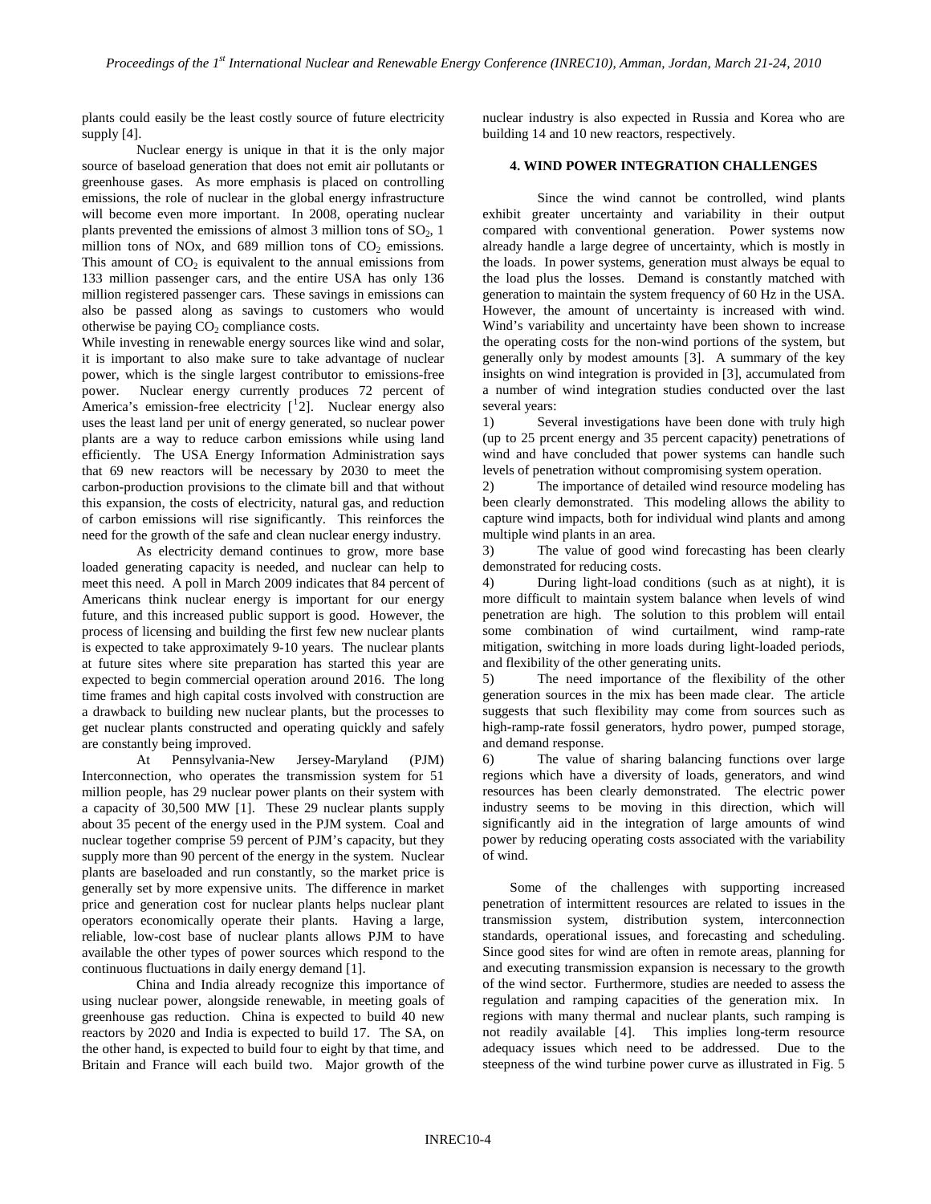plants could easily be the least costly source of future electricity supply [4].

Nuclear energy is unique in that it is the only major source of baseload generation that does not emit air pollutants or greenhouse gases. As more emphasis is placed on controlling emissions, the role of nuclear in the global energy infrastructure will become even more important. In 2008, operating nuclear plants prevented the emissions of almost 3 million tons of $SO_2$, 1 million tons of NOx, and 689 million tons of $CO_2$ emissions. This amount of $CO_2$ is equivalent to the annual emissions from 133 million passenger cars, and the entire USA has only 136 million registered passenger cars. These savings in emissions can also be passed along as savings to customers who would otherwise be paying $CO_2$ compliance costs.

While investing in renewable energy sources like wind and solar, it is important to also make sure to take advantage of nuclear power, which is the single largest contributor to emissions-free power. Nuclear energy currently produces 72 percent of America's emission-free electricity [[1]2]. Nuclear energy also uses the least land per unit of energy generated, so nuclear power plants are a way to reduce carbon emissions while using land efficiently. The USA Energy Information Administration says that 69 new reactors will be necessary by 2030 to meet the carbon-production provisions to the climate bill and that without this expansion, the costs of electricity, natural gas, and reduction of carbon emissions will rise significantly. This reinforces the need for the growth of the safe and clean nuclear energy industry.

As electricity demand continues to grow, more base loaded generating capacity is needed, and nuclear can help to meet this need. A poll in March 2009 indicates that 84 percent of Americans think nuclear energy is important for our energy future, and this increased public support is good. However, the process of licensing and building the first few new nuclear plants is expected to take approximately 9-10 years. The nuclear plants at future sites where site preparation has started this year are expected to begin commercial operation around 2016. The long time frames and high capital costs involved with construction are a drawback to building new nuclear plants, but the processes to get nuclear plants constructed and operating quickly and safely are constantly being improved.

At Pennsylvania-New Jersey-Maryland (PJM) Interconnection, who operates the transmission system for 51 million people, has 29 nuclear power plants on their system with a capacity of 30,500 MW [1]. These 29 nuclear plants supply about 35 pecent of the energy used in the PJM system. Coal and nuclear together comprise 59 percent of PJM's capacity, but they supply more than 90 percent of the energy in the system. Nuclear plants are baseloaded and run constantly, so the market price is generally set by more expensive units. The difference in market price and generation cost for nuclear plants helps nuclear plant operators economically operate their plants. Having a large, reliable, low-cost base of nuclear plants allows PJM to have available the other types of power sources which respond to the continuous fluctuations in daily energy demand [1].

China and India already recognize this importance of using nuclear power, alongside renewable, in meeting goals of greenhouse gas reduction. China is expected to build 40 new reactors by 2020 and India is expected to build 17. The SA, on the other hand, is expected to build four to eight by that time, and Britain and France will each build two. Major growth of the nuclear industry is also expected in Russia and Korea who are building 14 and 10 new reactors, respectively.

## 4. WIND POWER INTEGRATION CHALLENGES

Since the wind cannot be controlled, wind plants exhibit greater uncertainty and variability in their output compared with conventional generation. Power systems now already handle a large degree of uncertainty, which is mostly in the loads. In power systems, generation must always be equal to the load plus the losses. Demand is constantly matched with generation to maintain the system frequency of 60 Hz in the USA. However, the amount of uncertainty is increased with wind. Wind's variability and uncertainty have been shown to increase the operating costs for the non-wind portions of the system, but generally only by modest amounts [3]. A summary of the key insights on wind integration is provided in [3], accumulated from a number of wind integration studies conducted over the last several years:

1) Several investigations have been done with truly high (up to 25 prcent energy and 35 percent capacity) penetrations of wind and have concluded that power systems can handle such levels of penetration without compromising system operation.

2) The importance of detailed wind resource modeling has been clearly demonstrated. This modeling allows the ability to capture wind impacts, both for individual wind plants and among multiple wind plants in an area.

3) The value of good wind forecasting has been clearly demonstrated for reducing costs.

4) During light-load conditions (such as at night), it is more difficult to maintain system balance when levels of wind penetration are high. The solution to this problem will entail some combination of wind curtailment, wind ramp-rate mitigation, switching in more loads during light-loaded periods, and flexibility of the other generating units.

5) The need importance of the flexibility of the other generation sources in the mix has been made clear. The article suggests that such flexibility may come from sources such as high-ramp-rate fossil generators, hydro power, pumped storage, and demand response.

6) The value of sharing balancing functions over large regions which have a diversity of loads, generators, and wind resources has been clearly demonstrated. The electric power industry seems to be moving in this direction, which will significantly aid in the integration of large amounts of wind power by reducing operating costs associated with the variability of wind.

Some of the challenges with supporting increased penetration of intermittent resources are related to issues in the transmission system, distribution system, interconnection standards, operational issues, and forecasting and scheduling. Since good sites for wind are often in remote areas, planning for and executing transmission expansion is necessary to the growth of the wind sector. Furthermore, studies are needed to assess the regulation and ramping capacities of the generation mix. In regions with many thermal and nuclear plants, such ramping is not readily available [4]. This implies long-term resource adequacy issues which need to be addressed. Due to the steepness of the wind turbine power curve as illustrated in Fig. 5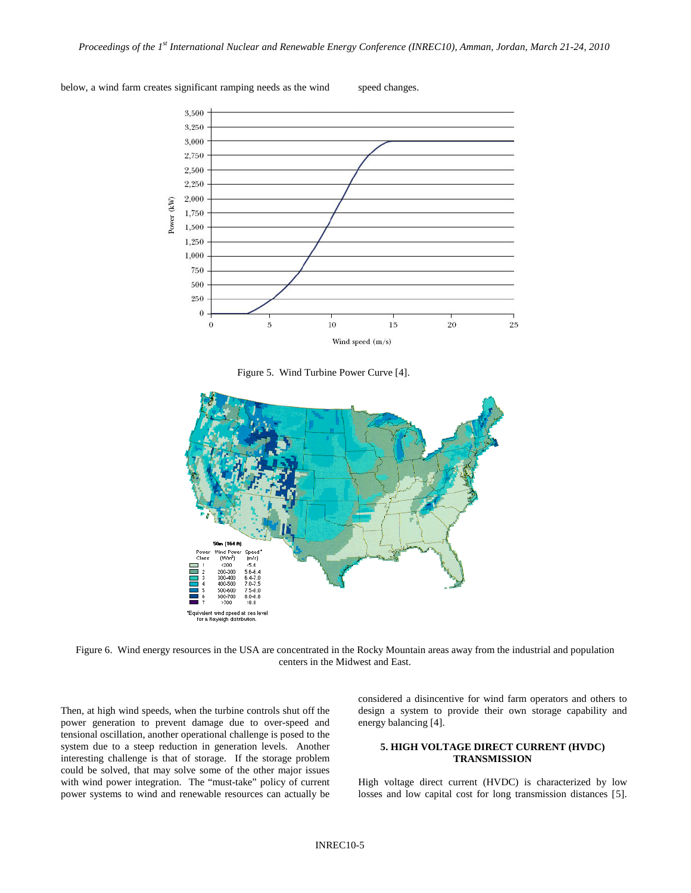below, a wind farm creates significant ramping needs as the wind speed changes.

Figure 5. Wind Turbine Power Curve [4].

Figure 6. Wind energy resources in the USA are concentrated in the Rocky Mountain areas away from the industrial and population centers in the Midwest and East.

Then, at high wind speeds, when the turbine controls shut off the power generation to prevent damage due to over-speed and tensional oscillation, another operational challenge is posed to the system due to a steep reduction in generation levels. Another interesting challenge is that of storage. If the storage problem could be solved, that may solve some of the other major issues with wind power integration. The "must-take" policy of current power systems to wind and renewable resources can actually be considered a disincentive for wind farm operators and others to design a system to provide their own storage capability and energy balancing [4].

## 5. HIGH VOLTAGE DIRECT CURRENT (HVDC) TRANSMISSION

High voltage direct current (HVDC) is characterized by low losses and low capital cost for long transmission distances [5].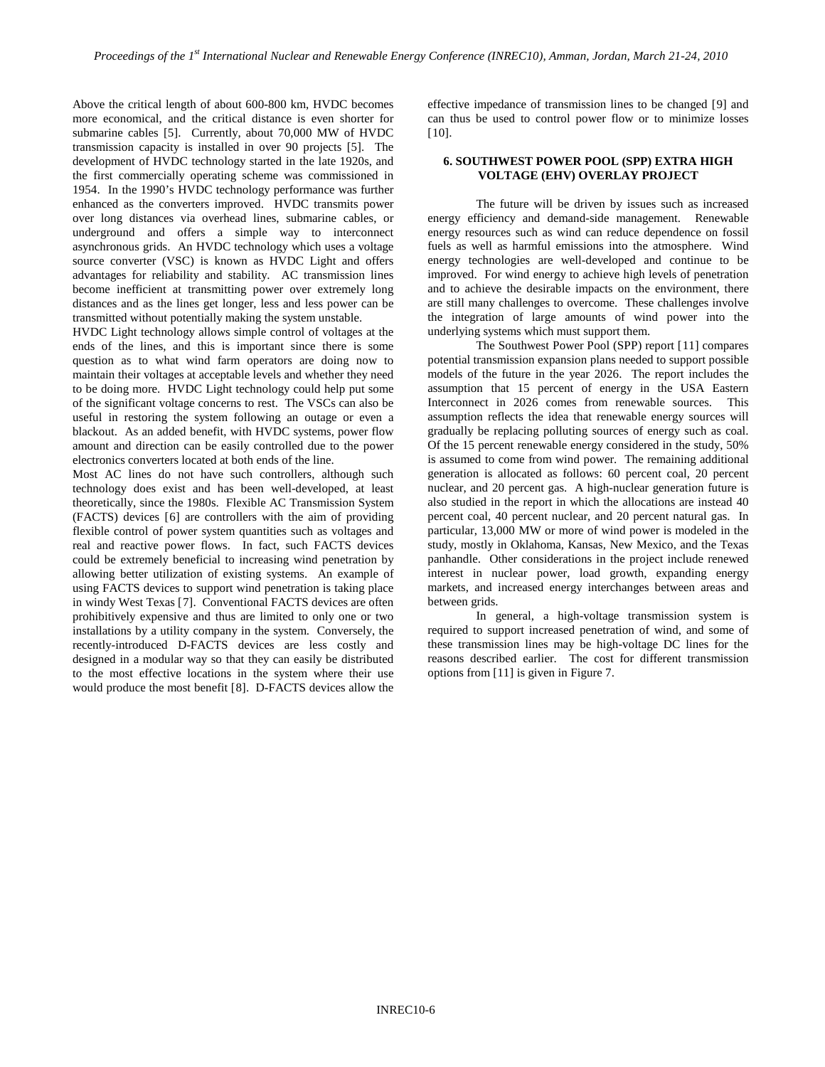Above the critical length of about 600-800 km, HVDC becomes more economical, and the critical distance is even shorter for submarine cables [5]. Currently, about 70,000 MW of HVDC transmission capacity is installed in over 90 projects [5]. The development of HVDC technology started in the late 1920s, and the first commercially operating scheme was commissioned in 1954. In the 1990's HVDC technology performance was further enhanced as the converters improved. HVDC transmits power over long distances via overhead lines, submarine cables, or underground and offers a simple way to interconnect asynchronous grids. An HVDC technology which uses a voltage source converter (VSC) is known as HVDC Light and offers advantages for reliability and stability. AC transmission lines become inefficient at transmitting power over extremely long distances and as the lines get longer, less and less power can be transmitted without potentially making the system unstable.

HVDC Light technology allows simple control of voltages at the ends of the lines, and this is important since there is some question as to what wind farm operators are doing now to maintain their voltages at acceptable levels and whether they need to be doing more. HVDC Light technology could help put some of the significant voltage concerns to rest. The VSCs can also be useful in restoring the system following an outage or even a blackout. As an added benefit, with HVDC systems, power flow amount and direction can be easily controlled due to the power electronics converters located at both ends of the line.

Most AC lines do not have such controllers, although such technology does exist and has been well-developed, at least theoretically, since the 1980s. Flexible AC Transmission System (FACTS) devices [6] are controllers with the aim of providing flexible control of power system quantities such as voltages and real and reactive power flows. In fact, such FACTS devices could be extremely beneficial to increasing wind penetration by allowing better utilization of existing systems. An example of using FACTS devices to support wind penetration is taking place in windy West Texas [7]. Conventional FACTS devices are often prohibitively expensive and thus are limited to only one or two installations by a utility company in the system. Conversely, the recently-introduced D-FACTS devices are less costly and designed in a modular way so that they can easily be distributed to the most effective locations in the system where their use would produce the most benefit [8]. D-FACTS devices allow the effective impedance of transmission lines to be changed [9] and can thus be used to control power flow or to minimize losses [10].

## 6. SOUTHWEST POWER POOL (SPP) EXTRA HIGH VOLTAGE (EHV) OVERLAY PROJECT

The future will be driven by issues such as increased energy efficiency and demand-side management. Renewable energy resources such as wind can reduce dependence on fossil fuels as well as harmful emissions into the atmosphere. Wind energy technologies are well-developed and continue to be improved. For wind energy to achieve high levels of penetration and to achieve the desirable impacts on the environment, there are still many challenges to overcome. These challenges involve the integration of large amounts of wind power into the underlying systems which must support them.

The Southwest Power Pool (SPP) report [11] compares potential transmission expansion plans needed to support possible models of the future in the year 2026. The report includes the assumption that 15 percent of energy in the USA Eastern Interconnect in 2026 comes from renewable sources. This assumption reflects the idea that renewable energy sources will gradually be replacing polluting sources of energy such as coal. Of the 15 percent renewable energy considered in the study, 50% is assumed to come from wind power. The remaining additional generation is allocated as follows: 60 percent coal, 20 percent nuclear, and 20 percent gas. A high-nuclear generation future is also studied in the report in which the allocations are instead 40 percent coal, 40 percent nuclear, and 20 percent natural gas. In particular, 13,000 MW or more of wind power is modeled in the study, mostly in Oklahoma, Kansas, New Mexico, and the Texas panhandle. Other considerations in the project include renewed interest in nuclear power, load growth, expanding energy markets, and increased energy interchanges between areas and between grids.

In general, a high-voltage transmission system is required to support increased penetration of wind, and some of these transmission lines may be high-voltage DC lines for the reasons described earlier. The cost for different transmission options from [11] is given in Figure 7.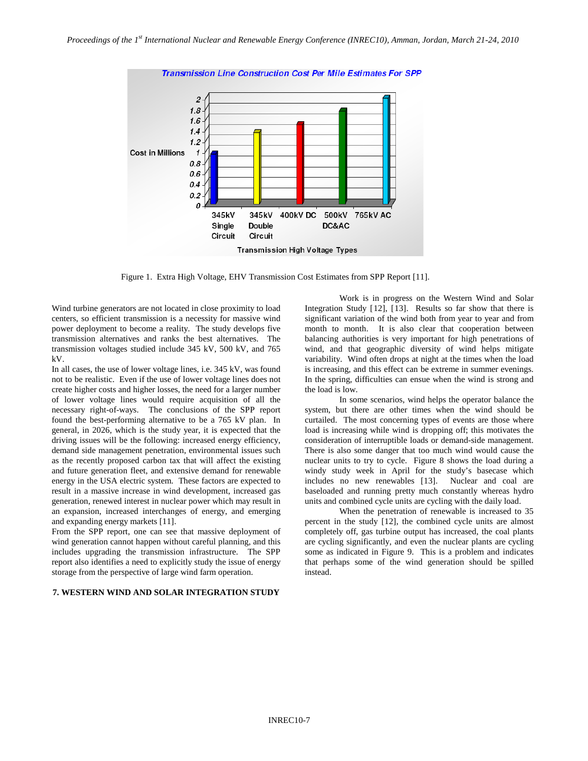Figure 1. Extra High Voltage, EHV Transmission Cost Estimates from SPP Report [11].

Wind turbine generators are not located in close proximity to load centers, so efficient transmission is a necessity for massive wind power deployment to become a reality. The study develops five transmission alternatives and ranks the best alternatives. The transmission voltages studied include 345 kV, 500 kV, and 765 kV.

In all cases, the use of lower voltage lines, i.e. 345 kV, was found not to be realistic. Even if the use of lower voltage lines does not create higher costs and higher losses, the need for a larger number of lower voltage lines would require acquisition of all the necessary right-of-ways. The conclusions of the SPP report found the best-performing alternative to be a 765 kV plan. In general, in 2026, which is the study year, it is expected that the driving issues will be the following: increased energy efficiency, demand side management penetration, environmental issues such as the recently proposed carbon tax that will affect the existing and future generation fleet, and extensive demand for renewable energy in the USA electric system. These factors are expected to result in a massive increase in wind development, increased gas generation, renewed interest in nuclear power which may result in an expansion, increased interchanges of energy, and emerging and expanding energy markets [11].

From the SPP report, one can see that massive deployment of wind generation cannot happen without careful planning, and this includes upgrading the transmission infrastructure. The SPP report also identifies a need to explicitly study the issue of energy storage from the perspective of large wind farm operation.

## 7. WESTERN WIND AND SOLAR INTEGRATION STUDY

Work is in progress on the Western Wind and Solar Integration Study [12], [13]. Results so far show that there is significant variation of the wind both from year to year and from month to month. It is also clear that cooperation between balancing authorities is very important for high penetrations of wind, and that geographic diversity of wind helps mitigate variability. Wind often drops at night at the times when the load is increasing, and this effect can be extreme in summer evenings. In the spring, difficulties can ensue when the wind is strong and the load is low.

In some scenarios, wind helps the operator balance the system, but there are other times when the wind should be curtailed. The most concerning types of events are those where load is increasing while wind is dropping off; this motivates the consideration of interruptible loads or demand-side management. There is also some danger that too much wind would cause the nuclear units to try to cycle. Figure 8 shows the load during a windy study week in April for the study's basecase which includes no new renewables [13]. Nuclear and coal are baseloaded and running pretty much constantly whereas hydro units and combined cycle units are cycling with the daily load.

When the penetration of renewable is increased to 35 percent in the study [12], the combined cycle units are almost completely off, gas turbine output has increased, the coal plants are cycling significantly, and even the nuclear plants are cycling some as indicated in Figure 9. This is a problem and indicates that perhaps some of the wind generation should be spilled instead.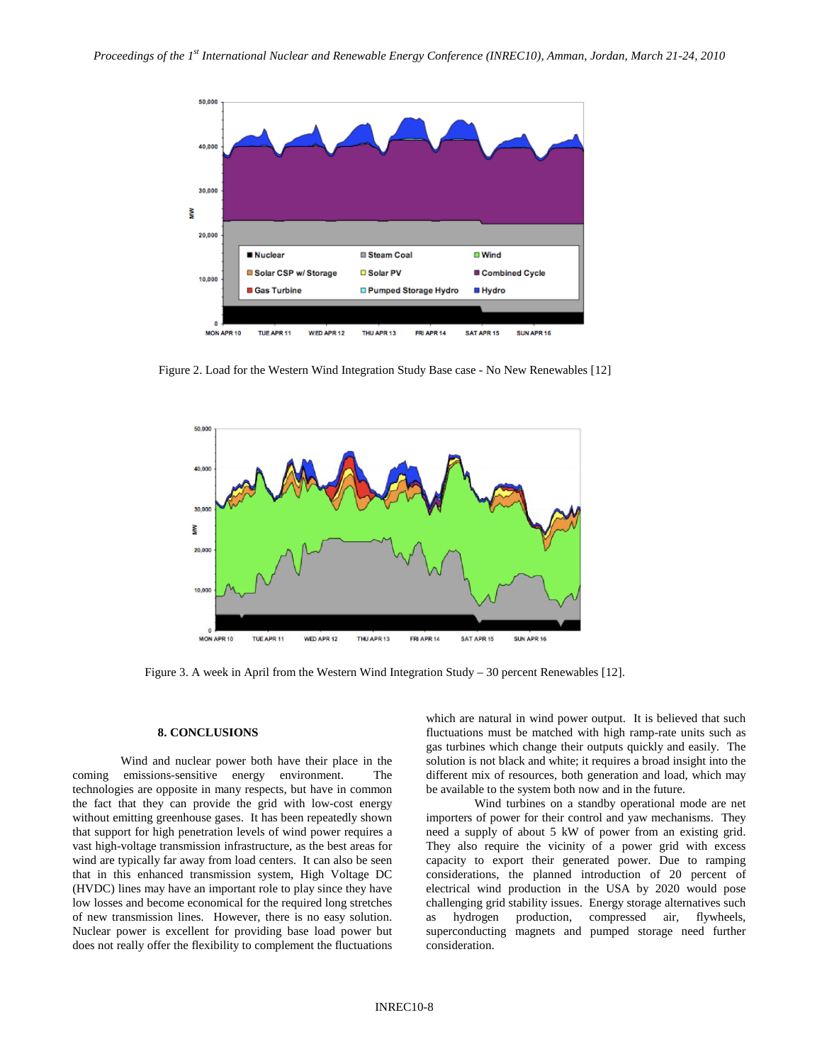Figure 2. Load for the Western Wind Integration Study Base case - No New Renewables [12]

Figure 3. A week in April from the Western Wind Integration Study – 30 percent Renewables [12].

## 8. CONCLUSIONS

Wind and nuclear power both have their place in the coming emissions-sensitive energy environment. The technologies are opposite in many respects, but have in common the fact that they can provide the grid with low-cost energy without emitting greenhouse gases. It has been repeatedly shown that support for high penetration levels of wind power requires a vast high-voltage transmission infrastructure, as the best areas for wind are typically far away from load centers. It can also be seen that in this enhanced transmission system, High Voltage DC (HVDC) lines may have an important role to play since they have low losses and become economical for the required long stretches of new transmission lines. However, there is no easy solution. Nuclear power is excellent for providing base load power but does not really offer the flexibility to complement the fluctuations which are natural in wind power output. It is believed that such fluctuations must be matched with high ramp-rate units such as gas turbines which change their outputs quickly and easily. The solution is not black and white; it requires a broad insight into the different mix of resources, both generation and load, which may be available to the system both now and in the future.

Wind turbines on a standby operational mode are net importers of power for their control and yaw mechanisms. They need a supply of about 5 kW of power from an existing grid. They also require the vicinity of a power grid with excess capacity to export their generated power. Due to ramping considerations, the planned introduction of 20 percent of electrical wind production in the USA by 2020 would pose challenging grid stability issues. Energy storage alternatives such as hydrogen production, compressed air, flywheels, superconducting magnets and pumped storage need further consideration.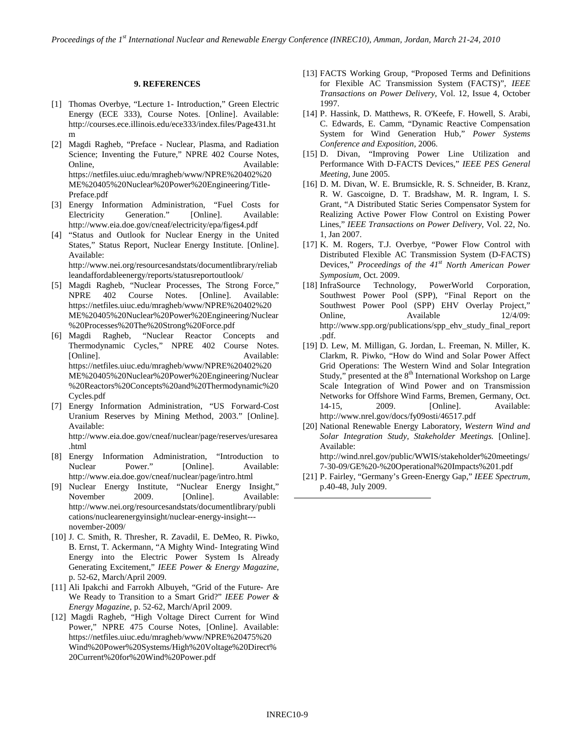### 9. REFERENCES

[1] Thomas Overbye, "Lecture 1- Introduction," Green Electric Energy (ECE 333), Course Notes. [Online]. Available: http://courses.ece.illinois.edu/ece333/index.files/Page431.htm

[2] Magdi Ragheb, "Preface - Nuclear, Plasma, and Radiation Science; Inventing the Future," NPRE 402 Course Notes, Online, Available: https://netfiles.uiuc.edu/mragheb/www/NPRE%20402%20ME%20405%20Nuclear%20Power%20Engineering/Title-Preface.pdf

[3] Energy Information Administration, "Fuel Costs for Electricity Generation." [Online]. Available: http://www.eia.doe.gov/cneaf/electricity/epa/figes4.pdf

[4] "Status and Outlook for Nuclear Energy in the United States," Status Report, Nuclear Energy Institute. [Online]. Available: http://www.nei.org/resourcesandstats/documentlibrary/reliableandaffordableenergy/reports/statusreportoutlook/

[5] Magdi Ragheb, "Nuclear Processes, The Strong Force," NPRE 402 Course Notes. [Online]. Available: https://netfiles.uiuc.edu/mragheb/www/NPRE%20402%20ME%20405%20Nuclear%20Power%20Engineering/Nuclear%20Processes%20The%20Strong%20Force.pdf

[6] Magdi Ragheb, "Nuclear Reactor Concepts and Thermodynamic Cycles," NPRE 402 Course Notes. [Online]. Available: https://netfiles.uiuc.edu/mragheb/www/NPRE%20402%20ME%20405%20Nuclear%20Power%20Engineering/Nuclear%20Reactors%20Concepts%20and%20Thermodynamic%20Cycles.pdf

[7] Energy Information Administration, "US Forward-Cost Uranium Reserves by Mining Method, 2003." [Online]. Available: http://www.eia.doe.gov/cneaf/nuclear/page/reserves/uresarea.html

[8] Energy Information Administration, "Introduction to Nuclear Power." [Online]. Available: http://www.eia.doe.gov/cneaf/nuclear/page/intro.html

[9] Nuclear Energy Institute, "Nuclear Energy Insight," November 2009. [Online]. Available: http://www.nei.org/resourcesandstats/documentlibrary/publications/nuclearenergyinsight/nuclear-energy-insight---november-2009/

[10] J. C. Smith, R. Thresher, R. Zavadil, E. DeMeo, R. Piwko, B. Ernst, T. Ackermann, "A Mighty Wind- Integrating Wind Energy into the Electric Power System Is Already Generating Excitement," *IEEE Power & Energy Magazine*, p. 52-62, March/April 2009.

[11] Ali Ipakchi and Farrokh Albuyeh, "Grid of the Future- Are We Ready to Transition to a Smart Grid?" *IEEE Power & Energy Magazine*, p. 52-62, March/April 2009.

[12] Magdi Ragheb, "High Voltage Direct Current for Wind Power," NPRE 475 Course Notes, [Online]. Available: https://netfiles.uiuc.edu/mragheb/www/NPRE%20475%20Wind%20Power%20Systems/High%20Voltage%20Direct%20Current%20for%20Wind%20Power.pdf

[13] FACTS Working Group, "Proposed Terms and Definitions for Flexible AC Transmission System (FACTS)", *IEEE Transactions on Power Delivery*, Vol. 12, Issue 4, October 1997.

[14] P. Hassink, D. Matthews, R. O'Keefe, F. Howell, S. Arabi, C. Edwards, E. Camm, "Dynamic Reactive Compensation System for Wind Generation Hub," *Power Systems Conference and Exposition*, 2006.

[15] D. Divan, "Improving Power Line Utilization and Performance With D-FACTS Devices," *IEEE PES General Meeting*, June 2005.

[16] D. M. Divan, W. E. Brumsickle, R. S. Schneider, B. Kranz, R. W. Gascoigne, D. T. Bradshaw, M. R. Ingram, I. S. Grant, "A Distributed Static Series Compensator System for Realizing Active Power Flow Control on Existing Power Lines," *IEEE Transactions on Power Delivery*, Vol. 22, No. 1, Jan 2007.

[17] K. M. Rogers, T.J. Overbye, "Power Flow Control with Distributed Flexible AC Transmission System (D-FACTS) Devices," *Proceedings of the 41st North American Power Symposium*, Oct. 2009.

[18] InfraSource Technology, PowerWorld Corporation, Southwest Power Pool (SPP), "Final Report on the Southwest Power Pool (SPP) EHV Overlay Project," Online, Available 12/4/09: http://www.spp.org/publications/spp_ehv_study_final_report.pdf.

[19] D. Lew, M. Milligan, G. Jordan, L. Freeman, N. Miller, K. Clarkm, R. Piwko, "How do Wind and Solar Power Affect Grid Operations: The Western Wind and Solar Integration Study," presented at the 8th International Workshop on Large Scale Integration of Wind Power and on Transmission Networks for Offshore Wind Farms, Bremen, Germany, Oct. 14-15, 2009. [Online]. Available: http://www.nrel.gov/docs/fy09osti/46517.pdf

[20] National Renewable Energy Laboratory, *Western Wind and Solar Integration Study, Stakeholder Meetings.* [Online]. Available: http://wind.nrel.gov/public/WWIS/stakeholder%20meetings/7-30-09/GE%20-%20Operational%20Impacts%201.pdf

[21] P. Fairley, "Germany's Green-Energy Gap," *IEEE Spectrum*, p.40-48, July 2009.